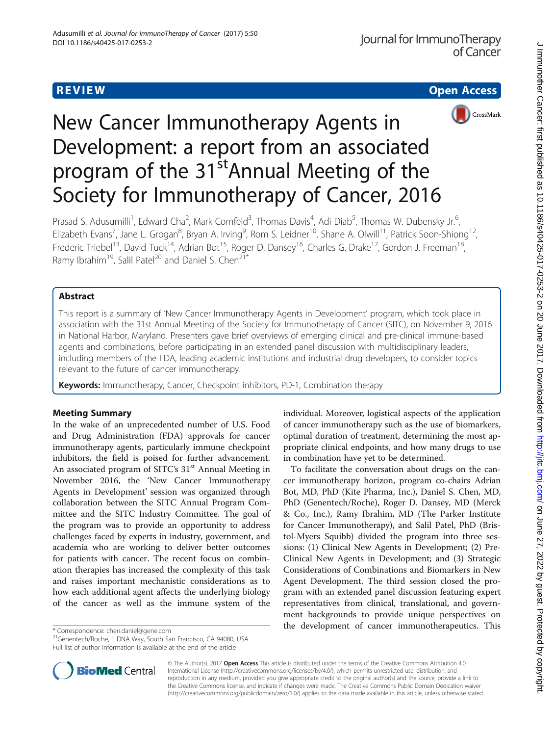REVIEW Open Access

# New Cancer Immunotherapy Agents in Development: a report from an associated program of the 31st Annual Meeting of the Society for Immunotherapy of Cancer, 2016

Prasad S. Adusumilli[1], Edward Cha[2], Mark Cornfeld[3], Thomas Davis[4], Adi Diab[5], Thomas W. Dubensky Jr.[6], Elizabeth Evans[7], Jane L. Grogan[8], Bryan A. Irving[9], Rom S. Leidner[10], Shane A. Olwill[11], Patrick Soon-Shiong[12], Frederic Triebel[13], David Tuck[14], Adrian Bot[15], Roger D. Dansey[16], Charles G. Drake[17], Gordon J. Freeman[18], Ramy Ibrahim[19], Salil Patel[20] and Daniel S. Chen[21*]

## Abstract

This report is a summary of 'New Cancer Immunotherapy Agents in Development' program, which took place in association with the 31st Annual Meeting of the Society for Immunotherapy of Cancer (SITC), on November 9, 2016 in National Harbor, Maryland. Presenters gave brief overviews of emerging clinical and pre-clinical immune-based agents and combinations, before participating in an extended panel discussion with multidisciplinary leaders, including members of the FDA, leading academic institutions and industrial drug developers, to consider topics relevant to the future of cancer immunotherapy.

**Keywords:** Immunotherapy, Cancer, Checkpoint inhibitors, PD-1, Combination therapy

## Meeting Summary

In the wake of an unprecedented number of U.S. Food and Drug Administration (FDA) approvals for cancer immunotherapy agents, particularly immune checkpoint inhibitors, the field is poised for further advancement. An associated program of SITC's 31st Annual Meeting in November 2016, the 'New Cancer Immunotherapy Agents in Development' session was organized through collaboration between the SITC Annual Program Committee and the SITC Industry Committee. The goal of the program was to provide an opportunity to address challenges faced by experts in industry, government, and academia who are working to deliver better outcomes for patients with cancer. The recent focus on combination therapies has increased the complexity of this task and raises important mechanistic considerations as to how each additional agent affects the underlying biology of the cancer as well as the immune system of the individual. Moreover, logistical aspects of the application of cancer immunotherapy such as the use of biomarkers, optimal duration of treatment, determining the most appropriate clinical endpoints, and how many drugs to use in combination have yet to be determined.

To facilitate the conversation about drugs on the cancer immunotherapy horizon, program co-chairs Adrian Bot, MD, PhD (Kite Pharma, Inc.), Daniel S. Chen, MD, PhD (Genentech/Roche), Roger D. Dansey, MD (Merck & Co., Inc.), Ramy Ibrahim, MD (The Parker Institute for Cancer Immunotherapy), and Salil Patel, PhD (Bristol-Myers Squibb) divided the program into three sessions: (1) Clinical New Agents in Development; (2) Pre-Clinical New Agents in Development; and (3) Strategic Considerations of Combinations and Biomarkers in New Agent Development. The third session closed the program with an extended panel discussion featuring expert representatives from clinical, translational, and government backgrounds to provide unique perspectives on the development of cancer immunotherapeutics. This

\* Correspondence: chen.daniel@gene.com
[21]Genentech/Roche, 1 DNA Way, South San Francisco, CA 94080, USA
Full list of author information is available at the end of the article

© The Author(s). 2017 **Open Access** This article is distributed under the terms of the Creative Commons Attribution 4.0 International License (http://creativecommons.org/licenses/by/4.0/), which permits unrestricted use, distribution, and reproduction in any medium, provided you give appropriate credit to the original author(s) and the source, provide a link to the Creative Commons license, and indicate if changes were made. The Creative Commons Public Domain Dedication waiver (http://creativecommons.org/publicdomain/zero/1.0/) applies to the data made available in this article, unless otherwise stated.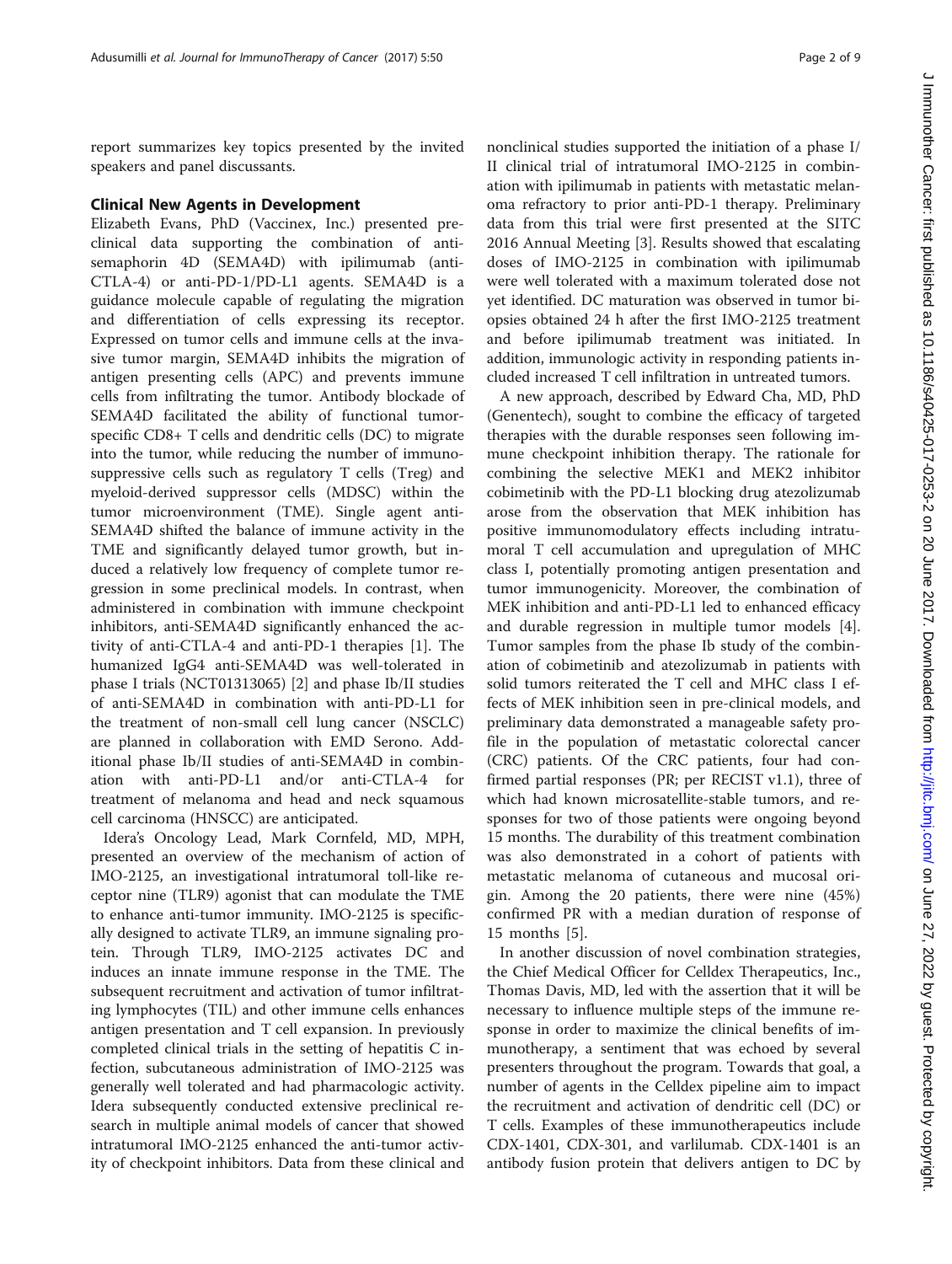report summarizes key topics presented by the invited speakers and panel discussants.

## Clinical New Agents in Development

Elizabeth Evans, PhD (Vaccinex, Inc.) presented preclinical data supporting the combination of anti-semaphorin 4D (SEMA4D) with ipilimumab (anti-CTLA-4) or anti-PD-1/PD-L1 agents. SEMA4D is a guidance molecule capable of regulating the migration and differentiation of cells expressing its receptor. Expressed on tumor cells and immune cells at the invasive tumor margin, SEMA4D inhibits the migration of antigen presenting cells (APC) and prevents immune cells from infiltrating the tumor. Antibody blockade of SEMA4D facilitated the ability of functional tumor-specific CD8+ T cells and dendritic cells (DC) to migrate into the tumor, while reducing the number of immunosuppressive cells such as regulatory T cells (Treg) and myeloid-derived suppressor cells (MDSC) within the tumor microenvironment (TME). Single agent anti-SEMA4D shifted the balance of immune activity in the TME and significantly delayed tumor growth, but induced a relatively low frequency of complete tumor regression in some preclinical models. In contrast, when administered in combination with immune checkpoint inhibitors, anti-SEMA4D significantly enhanced the activity of anti-CTLA-4 and anti-PD-1 therapies [1]. The humanized IgG4 anti-SEMA4D was well-tolerated in phase I trials (NCT01313065) [2] and phase Ib/II studies of anti-SEMA4D in combination with anti-PD-L1 for the treatment of non-small cell lung cancer (NSCLC) are planned in collaboration with EMD Serono. Additional phase Ib/II studies of anti-SEMA4D in combination with anti-PD-L1 and/or anti-CTLA-4 for treatment of melanoma and head and neck squamous cell carcinoma (HNSCC) are anticipated.

Idera's Oncology Lead, Mark Cornfeld, MD, MPH, presented an overview of the mechanism of action of IMO-2125, an investigational intratumoral toll-like receptor nine (TLR9) agonist that can modulate the TME to enhance anti-tumor immunity. IMO-2125 is specifically designed to activate TLR9, an immune signaling protein. Through TLR9, IMO-2125 activates DC and induces an innate immune response in the TME. The subsequent recruitment and activation of tumor infiltrating lymphocytes (TIL) and other immune cells enhances antigen presentation and T cell expansion. In previously completed clinical trials in the setting of hepatitis C infection, subcutaneous administration of IMO-2125 was generally well tolerated and had pharmacologic activity. Idera subsequently conducted extensive preclinical research in multiple animal models of cancer that showed intratumoral IMO-2125 enhanced the anti-tumor activity of checkpoint inhibitors. Data from these clinical and nonclinical studies supported the initiation of a phase I/II clinical trial of intratumoral IMO-2125 in combination with ipilimumab in patients with metastatic melanoma refractory to prior anti-PD-1 therapy. Preliminary data from this trial were first presented at the SITC 2016 Annual Meeting [3]. Results showed that escalating doses of IMO-2125 in combination with ipilimumab were well tolerated with a maximum tolerated dose not yet identified. DC maturation was observed in tumor biopsies obtained 24 h after the first IMO-2125 treatment and before ipilimumab treatment was initiated. In addition, immunologic activity in responding patients included increased T cell infiltration in untreated tumors.

A new approach, described by Edward Cha, MD, PhD (Genentech), sought to combine the efficacy of targeted therapies with the durable responses seen following immune checkpoint inhibition therapy. The rationale for combining the selective MEK1 and MEK2 inhibitor cobimetinib with the PD-L1 blocking drug atezolizumab arose from the observation that MEK inhibition has positive immunomodulatory effects including intratumoral T cell accumulation and upregulation of MHC class I, potentially promoting antigen presentation and tumor immunogenicity. Moreover, the combination of MEK inhibition and anti-PD-L1 led to enhanced efficacy and durable regression in multiple tumor models [4]. Tumor samples from the phase Ib study of the combination of cobimetinib and atezolizumab in patients with solid tumors reiterated the T cell and MHC class I effects of MEK inhibition seen in pre-clinical models, and preliminary data demonstrated a manageable safety profile in the population of metastatic colorectal cancer (CRC) patients. Of the CRC patients, four had confirmed partial responses (PR; per RECIST v1.1), three of which had known microsatellite-stable tumors, and responses for two of those patients were ongoing beyond 15 months. The durability of this treatment combination was also demonstrated in a cohort of patients with metastatic melanoma of cutaneous and mucosal origin. Among the 20 patients, there were nine (45%) confirmed PR with a median duration of response of 15 months [5].

In another discussion of novel combination strategies, the Chief Medical Officer for Celldex Therapeutics, Inc., Thomas Davis, MD, led with the assertion that it will be necessary to influence multiple steps of the immune response in order to maximize the clinical benefits of immunotherapy, a sentiment that was echoed by several presenters throughout the program. Towards that goal, a number of agents in the Celldex pipeline aim to impact the recruitment and activation of dendritic cell (DC) or T cells. Examples of these immunotherapeutics include CDX-1401, CDX-301, and varlilumab. CDX-1401 is an antibody fusion protein that delivers antigen to DC by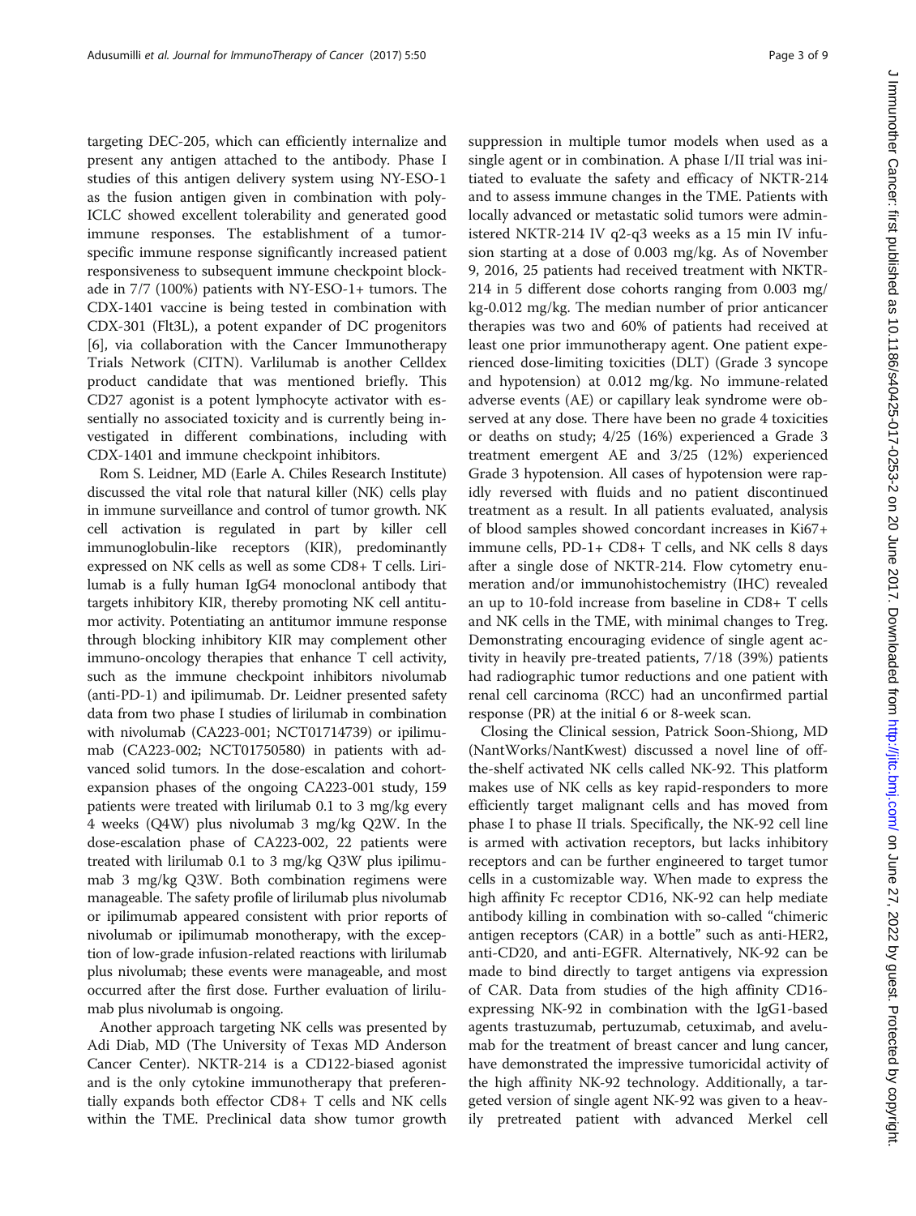targeting DEC-205, which can efficiently internalize and present any antigen attached to the antibody. Phase I studies of this antigen delivery system using NY-ESO-1 as the fusion antigen given in combination with poly-ICLC showed excellent tolerability and generated good immune responses. The establishment of a tumor-specific immune response significantly increased patient responsiveness to subsequent immune checkpoint blockade in 7/7 (100%) patients with NY-ESO-1+ tumors. The CDX-1401 vaccine is being tested in combination with CDX-301 (Flt3L), a potent expander of DC progenitors [6], via collaboration with the Cancer Immunotherapy Trials Network (CITN). Varlilumab is another Celldex product candidate that was mentioned briefly. This CD27 agonist is a potent lymphocyte activator with essentially no associated toxicity and is currently being investigated in different combinations, including with CDX-1401 and immune checkpoint inhibitors.

Rom S. Leidner, MD (Earle A. Chiles Research Institute) discussed the vital role that natural killer (NK) cells play in immune surveillance and control of tumor growth. NK cell activation is regulated in part by killer cell immunoglobulin-like receptors (KIR), predominantly expressed on NK cells as well as some CD8+ T cells. Lirilumab is a fully human IgG4 monoclonal antibody that targets inhibitory KIR, thereby promoting NK cell antitumor activity. Potentiating an antitumor immune response through blocking inhibitory KIR may complement other immuno-oncology therapies that enhance T cell activity, such as the immune checkpoint inhibitors nivolumab (anti-PD-1) and ipilimumab. Dr. Leidner presented safety data from two phase I studies of lirilumab in combination with nivolumab (CA223-001; NCT01714739) or ipilimumab (CA223-002; NCT01750580) in patients with advanced solid tumors. In the dose-escalation and cohort-expansion phases of the ongoing CA223-001 study, 159 patients were treated with lirilumab 0.1 to 3 mg/kg every 4 weeks (Q4W) plus nivolumab 3 mg/kg Q2W. In the dose-escalation phase of CA223-002, 22 patients were treated with lirilumab 0.1 to 3 mg/kg Q3W plus ipilimumab 3 mg/kg Q3W. Both combination regimens were manageable. The safety profile of lirilumab plus nivolumab or ipilimumab appeared consistent with prior reports of nivolumab or ipilimumab monotherapy, with the exception of low-grade infusion-related reactions with lirilumab plus nivolumab; these events were manageable, and most occurred after the first dose. Further evaluation of lirilumab plus nivolumab is ongoing.

Another approach targeting NK cells was presented by Adi Diab, MD (The University of Texas MD Anderson Cancer Center). NKTR-214 is a CD122-biased agonist and is the only cytokine immunotherapy that preferentially expands both effector CD8+ T cells and NK cells within the TME. Preclinical data show tumor growth suppression in multiple tumor models when used as a single agent or in combination. A phase I/II trial was initiated to evaluate the safety and efficacy of NKTR-214 and to assess immune changes in the TME. Patients with locally advanced or metastatic solid tumors were administered NKTR-214 IV q2-q3 weeks as a 15 min IV infusion starting at a dose of 0.003 mg/kg. As of November 9, 2016, 25 patients had received treatment with NKTR-214 in 5 different dose cohorts ranging from 0.003 mg/kg-0.012 mg/kg. The median number of prior anticancer therapies was two and 60% of patients had received at least one prior immunotherapy agent. One patient experienced dose-limiting toxicities (DLT) (Grade 3 syncope and hypotension) at 0.012 mg/kg. No immune-related adverse events (AE) or capillary leak syndrome were observed at any dose. There have been no grade 4 toxicities or deaths on study; 4/25 (16%) experienced a Grade 3 treatment emergent AE and 3/25 (12%) experienced Grade 3 hypotension. All cases of hypotension were rapidly reversed with fluids and no patient discontinued treatment as a result. In all patients evaluated, analysis of blood samples showed concordant increases in Ki67+ immune cells, PD-1+ CD8+ T cells, and NK cells 8 days after a single dose of NKTR-214. Flow cytometry enumeration and/or immunohistochemistry (IHC) revealed an up to 10-fold increase from baseline in CD8+ T cells and NK cells in the TME, with minimal changes to Treg. Demonstrating encouraging evidence of single agent activity in heavily pre-treated patients, 7/18 (39%) patients had radiographic tumor reductions and one patient with renal cell carcinoma (RCC) had an unconfirmed partial response (PR) at the initial 6 or 8-week scan.

Closing the Clinical session, Patrick Soon-Shiong, MD (NantWorks/NantKwest) discussed a novel line of off-the-shelf activated NK cells called NK-92. This platform makes use of NK cells as key rapid-responders to more efficiently target malignant cells and has moved from phase I to phase II trials. Specifically, the NK-92 cell line is armed with activation receptors, but lacks inhibitory receptors and can be further engineered to target tumor cells in a customizable way. When made to express the high affinity Fc receptor CD16, NK-92 can help mediate antibody killing in combination with so-called "chimeric antigen receptors (CAR) in a bottle" such as anti-HER2, anti-CD20, and anti-EGFR. Alternatively, NK-92 can be made to bind directly to target antigens via expression of CAR. Data from studies of the high affinity CD16-expressing NK-92 in combination with the IgG1-based agents trastuzumab, pertuzumab, cetuximab, and avelumab for the treatment of breast cancer and lung cancer, have demonstrated the impressive tumoricidal activity of the high affinity NK-92 technology. Additionally, a targeted version of single agent NK-92 was given to a heavily pretreated patient with advanced Merkel cell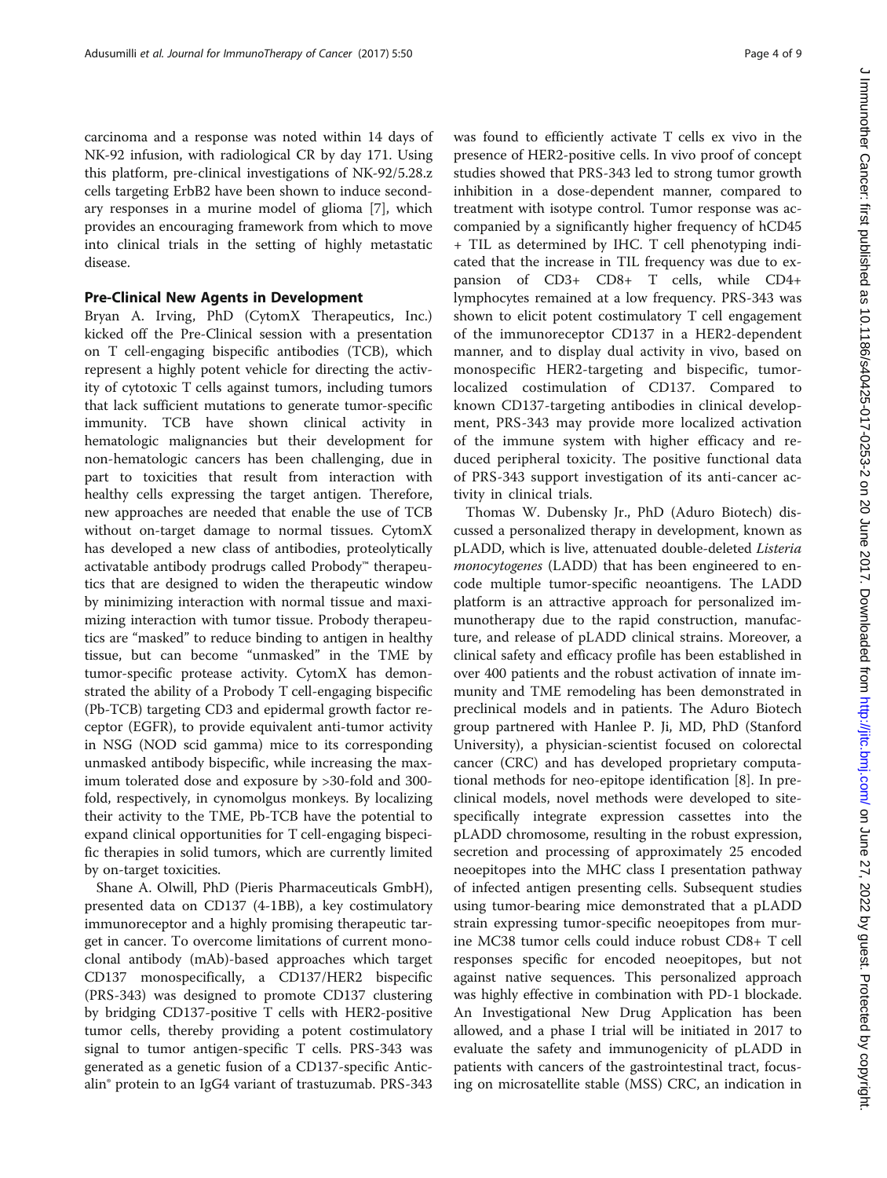carcinoma and a response was noted within 14 days of NK-92 infusion, with radiological CR by day 171. Using this platform, pre-clinical investigations of NK-92/5.28.z cells targeting ErbB2 have been shown to induce secondary responses in a murine model of glioma [7], which provides an encouraging framework from which to move into clinical trials in the setting of highly metastatic disease.

## Pre-Clinical New Agents in Development

Bryan A. Irving, PhD (CytomX Therapeutics, Inc.) kicked off the Pre-Clinical session with a presentation on T cell-engaging bispecific antibodies (TCB), which represent a highly potent vehicle for directing the activity of cytotoxic T cells against tumors, including tumors that lack sufficient mutations to generate tumor-specific immunity. TCB have shown clinical activity in hematologic malignancies but their development for non-hematologic cancers has been challenging, due in part to toxicities that result from interaction with healthy cells expressing the target antigen. Therefore, new approaches are needed that enable the use of TCB without on-target damage to normal tissues. CytomX has developed a new class of antibodies, proteolytically activatable antibody prodrugs called Probody™ therapeutics that are designed to widen the therapeutic window by minimizing interaction with normal tissue and maximizing interaction with tumor tissue. Probody therapeutics are "masked" to reduce binding to antigen in healthy tissue, but can become "unmasked" in the TME by tumor-specific protease activity. CytomX has demonstrated the ability of a Probody T cell-engaging bispecific (Pb-TCB) targeting CD3 and epidermal growth factor receptor (EGFR), to provide equivalent anti-tumor activity in NSG (NOD scid gamma) mice to its corresponding unmasked antibody bispecific, while increasing the maximum tolerated dose and exposure by >30-fold and 300-fold, respectively, in cynomolgus monkeys. By localizing their activity to the TME, Pb-TCB have the potential to expand clinical opportunities for T cell-engaging bispecific therapies in solid tumors, which are currently limited by on-target toxicities.

Shane A. Olwill, PhD (Pieris Pharmaceuticals GmbH), presented data on CD137 (4-1BB), a key costimulatory immunoreceptor and a highly promising therapeutic target in cancer. To overcome limitations of current monoclonal antibody (mAb)-based approaches which target CD137 monospecifically, a CD137/HER2 bispecific (PRS-343) was designed to promote CD137 clustering by bridging CD137-positive T cells with HER2-positive tumor cells, thereby providing a potent costimulatory signal to tumor antigen-specific T cells. PRS-343 was generated as a genetic fusion of a CD137-specific Anticalin® protein to an IgG4 variant of trastuzumab. PRS-343 was found to efficiently activate T cells ex vivo in the presence of HER2-positive cells. In vivo proof of concept studies showed that PRS-343 led to strong tumor growth inhibition in a dose-dependent manner, compared to treatment with isotype control. Tumor response was accompanied by a significantly higher frequency of hCD45 + TIL as determined by IHC. T cell phenotyping indicated that the increase in TIL frequency was due to expansion of CD3+ CD8+ T cells, while CD4+ lymphocytes remained at a low frequency. PRS-343 was shown to elicit potent costimulatory T cell engagement of the immunoreceptor CD137 in a HER2-dependent manner, and to display dual activity in vivo, based on monospecific HER2-targeting and bispecific, tumor-localized costimulation of CD137. Compared to known CD137-targeting antibodies in clinical development, PRS-343 may provide more localized activation of the immune system with higher efficacy and reduced peripheral toxicity. The positive functional data of PRS-343 support investigation of its anti-cancer activity in clinical trials.

Thomas W. Dubensky Jr., PhD (Aduro Biotech) discussed a personalized therapy in development, known as pLADD, which is live, attenuated double-deleted *Listeria monocytogenes* (LADD) that has been engineered to encode multiple tumor-specific neoantigens. The LADD platform is an attractive approach for personalized immunotherapy due to the rapid construction, manufacture, and release of pLADD clinical strains. Moreover, a clinical safety and efficacy profile has been established in over 400 patients and the robust activation of innate immunity and TME remodeling has been demonstrated in preclinical models and in patients. The Aduro Biotech group partnered with Hanlee P. Ji, MD, PhD (Stanford University), a physician-scientist focused on colorectal cancer (CRC) and has developed proprietary computational methods for neo-epitope identification [8]. In preclinical models, novel methods were developed to site-specifically integrate expression cassettes into the pLADD chromosome, resulting in the robust expression, secretion and processing of approximately 25 encoded neoepitopes into the MHC class I presentation pathway of infected antigen presenting cells. Subsequent studies using tumor-bearing mice demonstrated that a pLADD strain expressing tumor-specific neoepitopes from murine MC38 tumor cells could induce robust CD8+ T cell responses specific for encoded neoepitopes, but not against native sequences. This personalized approach was highly effective in combination with PD-1 blockade. An Investigational New Drug Application has been allowed, and a phase I trial will be initiated in 2017 to evaluate the safety and immunogenicity of pLADD in patients with cancers of the gastrointestinal tract, focusing on microsatellite stable (MSS) CRC, an indication in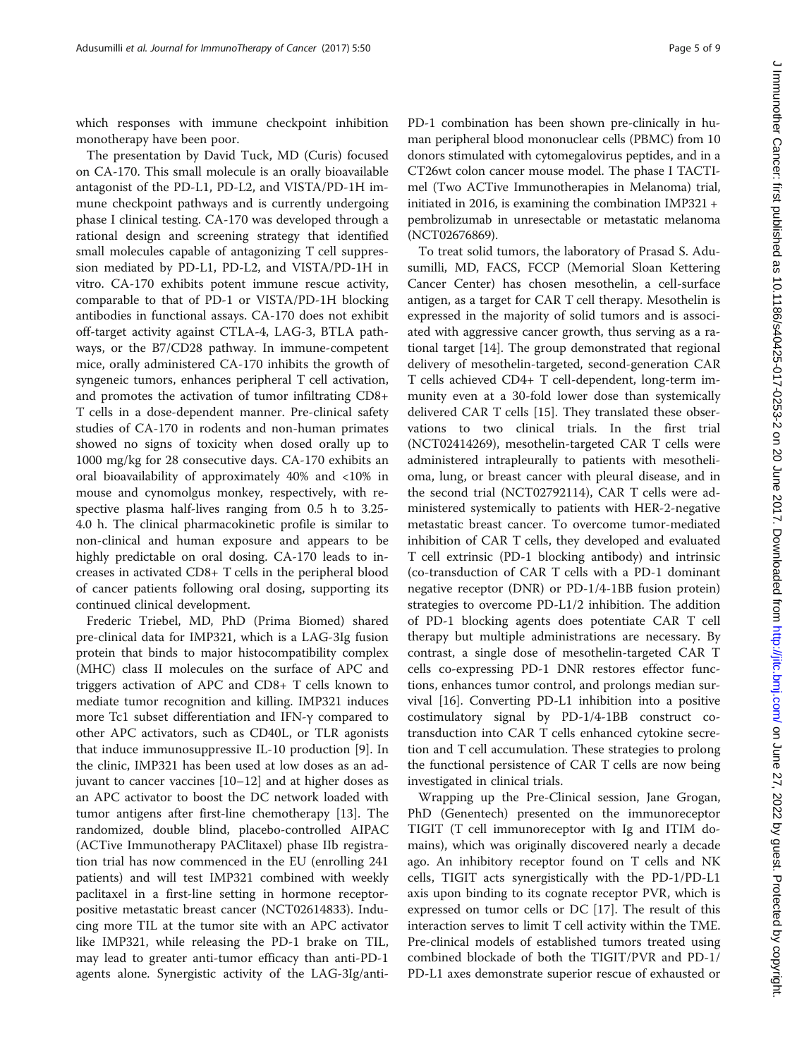which responses with immune checkpoint inhibition monotherapy have been poor.

The presentation by David Tuck, MD (Curis) focused on CA-170. This small molecule is an orally bioavailable antagonist of the PD-L1, PD-L2, and VISTA/PD-1H immune checkpoint pathways and is currently undergoing phase I clinical testing. CA-170 was developed through a rational design and screening strategy that identified small molecules capable of antagonizing T cell suppression mediated by PD-L1, PD-L2, and VISTA/PD-1H in vitro. CA-170 exhibits potent immune rescue activity, comparable to that of PD-1 or VISTA/PD-1H blocking antibodies in functional assays. CA-170 does not exhibit off-target activity against CTLA-4, LAG-3, BTLA pathways, or the B7/CD28 pathway. In immune-competent mice, orally administered CA-170 inhibits the growth of syngeneic tumors, enhances peripheral T cell activation, and promotes the activation of tumor infiltrating CD8+ T cells in a dose-dependent manner. Pre-clinical safety studies of CA-170 in rodents and non-human primates showed no signs of toxicity when dosed orally up to 1000 mg/kg for 28 consecutive days. CA-170 exhibits an oral bioavailability of approximately 40% and <10% in mouse and cynomolgus monkey, respectively, with respective plasma half-lives ranging from 0.5 h to 3.25-4.0 h. The clinical pharmacokinetic profile is similar to non-clinical and human exposure and appears to be highly predictable on oral dosing. CA-170 leads to increases in activated CD8+ T cells in the peripheral blood of cancer patients following oral dosing, supporting its continued clinical development.

Frederic Triebel, MD, PhD (Prima Biomed) shared pre-clinical data for IMP321, which is a LAG-3Ig fusion protein that binds to major histocompatibility complex (MHC) class II molecules on the surface of APC and triggers activation of APC and CD8+ T cells known to mediate tumor recognition and killing. IMP321 induces more Tc1 subset differentiation and IFN-γ compared to other APC activators, such as CD40L, or TLR agonists that induce immunosuppressive IL-10 production [9]. In the clinic, IMP321 has been used at low doses as an adjuvant to cancer vaccines [10–12] and at higher doses as an APC activator to boost the DC network loaded with tumor antigens after first-line chemotherapy [13]. The randomized, double blind, placebo-controlled AIPAC (ACTive Immunotherapy PAClitaxel) phase IIb registration trial has now commenced in the EU (enrolling 241 patients) and will test IMP321 combined with weekly paclitaxel in a first-line setting in hormone receptor-positive metastatic breast cancer (NCT02614833). Inducing more TIL at the tumor site with an APC activator like IMP321, while releasing the PD-1 brake on TIL, may lead to greater anti-tumor efficacy than anti-PD-1 agents alone. Synergistic activity of the LAG-3Ig/anti-PD-1 combination has been shown pre-clinically in human peripheral blood mononuclear cells (PBMC) from 10 donors stimulated with cytomegalovirus peptides, and in a CT26wt colon cancer mouse model. The phase I TACTI-mel (Two ACTive Immunotherapies in Melanoma) trial, initiated in 2016, is examining the combination IMP321 + pembrolizumab in unresectable or metastatic melanoma (NCT02676869).

To treat solid tumors, the laboratory of Prasad S. Adusumilli, MD, FACS, FCCP (Memorial Sloan Kettering Cancer Center) has chosen mesothelin, a cell-surface antigen, as a target for CAR T cell therapy. Mesothelin is expressed in the majority of solid tumors and is associated with aggressive cancer growth, thus serving as a rational target [14]. The group demonstrated that regional delivery of mesothelin-targeted, second-generation CAR T cells achieved CD4+ T cell-dependent, long-term immunity even at a 30-fold lower dose than systemically delivered CAR T cells [15]. They translated these observations to two clinical trials. In the first trial (NCT02414269), mesothelin-targeted CAR T cells were administered intrapleurally to patients with mesothelioma, lung, or breast cancer with pleural disease, and in the second trial (NCT02792114), CAR T cells were administered systemically to patients with HER-2-negative metastatic breast cancer. To overcome tumor-mediated inhibition of CAR T cells, they developed and evaluated T cell extrinsic (PD-1 blocking antibody) and intrinsic (co-transduction of CAR T cells with a PD-1 dominant negative receptor (DNR) or PD-1/4-1BB fusion protein) strategies to overcome PD-L1/2 inhibition. The addition of PD-1 blocking agents does potentiate CAR T cell therapy but multiple administrations are necessary. By contrast, a single dose of mesothelin-targeted CAR T cells co-expressing PD-1 DNR restores effector functions, enhances tumor control, and prolongs median survival [16]. Converting PD-L1 inhibition into a positive costimulatory signal by PD-1/4-1BB construct co-transduction into CAR T cells enhanced cytokine secretion and T cell accumulation. These strategies to prolong the functional persistence of CAR T cells are now being investigated in clinical trials.

Wrapping up the Pre-Clinical session, Jane Grogan, PhD (Genentech) presented on the immunoreceptor TIGIT (T cell immunoreceptor with Ig and ITIM domains), which was originally discovered nearly a decade ago. An inhibitory receptor found on T cells and NK cells, TIGIT acts synergistically with the PD-1/PD-L1 axis upon binding to its cognate receptor PVR, which is expressed on tumor cells or DC [17]. The result of this interaction serves to limit T cell activity within the TME. Pre-clinical models of established tumors treated using combined blockade of both the TIGIT/PVR and PD-1/PD-L1 axes demonstrate superior rescue of exhausted or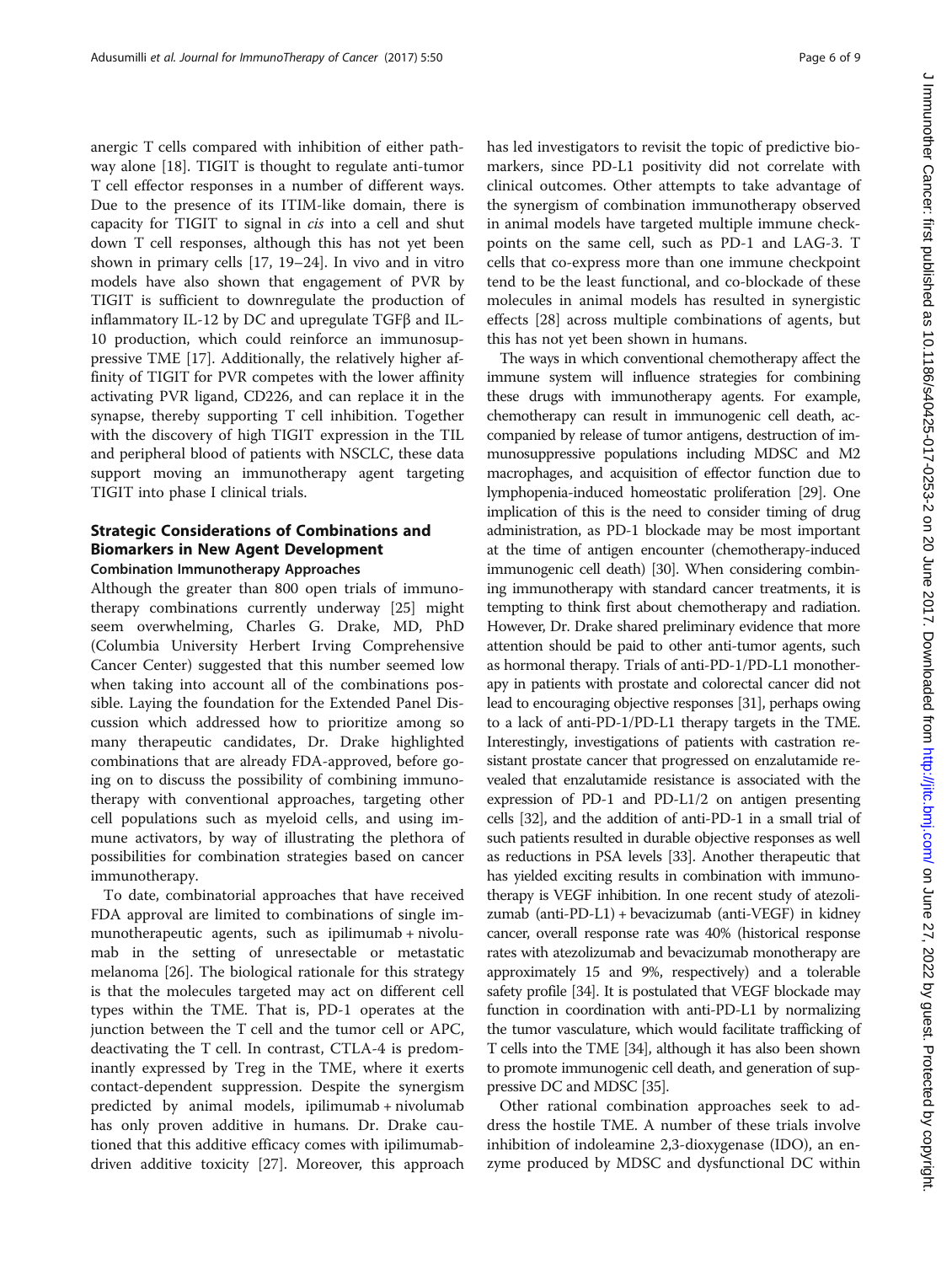anergic T cells compared with inhibition of either pathway alone [18]. TIGIT is thought to regulate anti-tumor T cell effector responses in a number of different ways. Due to the presence of its ITIM-like domain, there is capacity for TIGIT to signal in *cis* into a cell and shut down T cell responses, although this has not yet been shown in primary cells [17, 19–24]. In vivo and in vitro models have also shown that engagement of PVR by TIGIT is sufficient to downregulate the production of inflammatory IL-12 by DC and upregulate TGFβ and IL-10 production, which could reinforce an immunosuppressive TME [17]. Additionally, the relatively higher affinity of TIGIT for PVR competes with the lower affinity activating PVR ligand, CD226, and can replace it in the synapse, thereby supporting T cell inhibition. Together with the discovery of high TIGIT expression in the TIL and peripheral blood of patients with NSCLC, these data support moving an immunotherapy agent targeting TIGIT into phase I clinical trials.

## Strategic Considerations of Combinations and Biomarkers in New Agent Development

### Combination Immunotherapy Approaches

Although the greater than 800 open trials of immunotherapy combinations currently underway [25] might seem overwhelming, Charles G. Drake, MD, PhD (Columbia University Herbert Irving Comprehensive Cancer Center) suggested that this number seemed low when taking into account all of the combinations possible. Laying the foundation for the Extended Panel Discussion which addressed how to prioritize among so many therapeutic candidates, Dr. Drake highlighted combinations that are already FDA-approved, before going on to discuss the possibility of combining immunotherapy with conventional approaches, targeting other cell populations such as myeloid cells, and using immune activators, by way of illustrating the plethora of possibilities for combination strategies based on cancer immunotherapy.

To date, combinatorial approaches that have received FDA approval are limited to combinations of single immunotherapeutic agents, such as ipilimumab + nivolumab in the setting of unresectable or metastatic melanoma [26]. The biological rationale for this strategy is that the molecules targeted may act on different cell types within the TME. That is, PD-1 operates at the junction between the T cell and the tumor cell or APC, deactivating the T cell. In contrast, CTLA-4 is predominantly expressed by Treg in the TME, where it exerts contact-dependent suppression. Despite the synergism predicted by animal models, ipilimumab + nivolumab has only proven additive in humans. Dr. Drake cautioned that this additive efficacy comes with ipilimumab-driven additive toxicity [27]. Moreover, this approach has led investigators to revisit the topic of predictive biomarkers, since PD-L1 positivity did not correlate with clinical outcomes. Other attempts to take advantage of the synergism of combination immunotherapy observed in animal models have targeted multiple immune checkpoints on the same cell, such as PD-1 and LAG-3. T cells that co-express more than one immune checkpoint tend to be the least functional, and co-blockade of these molecules in animal models has resulted in synergistic effects [28] across multiple combinations of agents, but this has not yet been shown in humans.

The ways in which conventional chemotherapy affect the immune system will influence strategies for combining these drugs with immunotherapy agents. For example, chemotherapy can result in immunogenic cell death, accompanied by release of tumor antigens, destruction of immunosuppressive populations including MDSC and M2 macrophages, and acquisition of effector function due to lymphopenia-induced homeostatic proliferation [29]. One implication of this is the need to consider timing of drug administration, as PD-1 blockade may be most important at the time of antigen encounter (chemotherapy-induced immunogenic cell death) [30]. When considering combining immunotherapy with standard cancer treatments, it is tempting to think first about chemotherapy and radiation. However, Dr. Drake shared preliminary evidence that more attention should be paid to other anti-tumor agents, such as hormonal therapy. Trials of anti-PD-1/PD-L1 monotherapy in patients with prostate and colorectal cancer did not lead to encouraging objective responses [31], perhaps owing to a lack of anti-PD-1/PD-L1 therapy targets in the TME. Interestingly, investigations of patients with castration resistant prostate cancer that progressed on enzalutamide revealed that enzalutamide resistance is associated with the expression of PD-1 and PD-L1/2 on antigen presenting cells [32], and the addition of anti-PD-1 in a small trial of such patients resulted in durable objective responses as well as reductions in PSA levels [33]. Another therapeutic that has yielded exciting results in combination with immunotherapy is VEGF inhibition. In one recent study of atezolizumab (anti-PD-L1) + bevacizumab (anti-VEGF) in kidney cancer, overall response rate was 40% (historical response rates with atezolizumab and bevacizumab monotherapy are approximately 15 and 9%, respectively) and a tolerable safety profile [34]. It is postulated that VEGF blockade may function in coordination with anti-PD-L1 by normalizing the tumor vasculature, which would facilitate trafficking of T cells into the TME [34], although it has also been shown to promote immunogenic cell death, and generation of suppressive DC and MDSC [35].

Other rational combination approaches seek to address the hostile TME. A number of these trials involve inhibition of indoleamine 2,3-dioxygenase (IDO), an enzyme produced by MDSC and dysfunctional DC within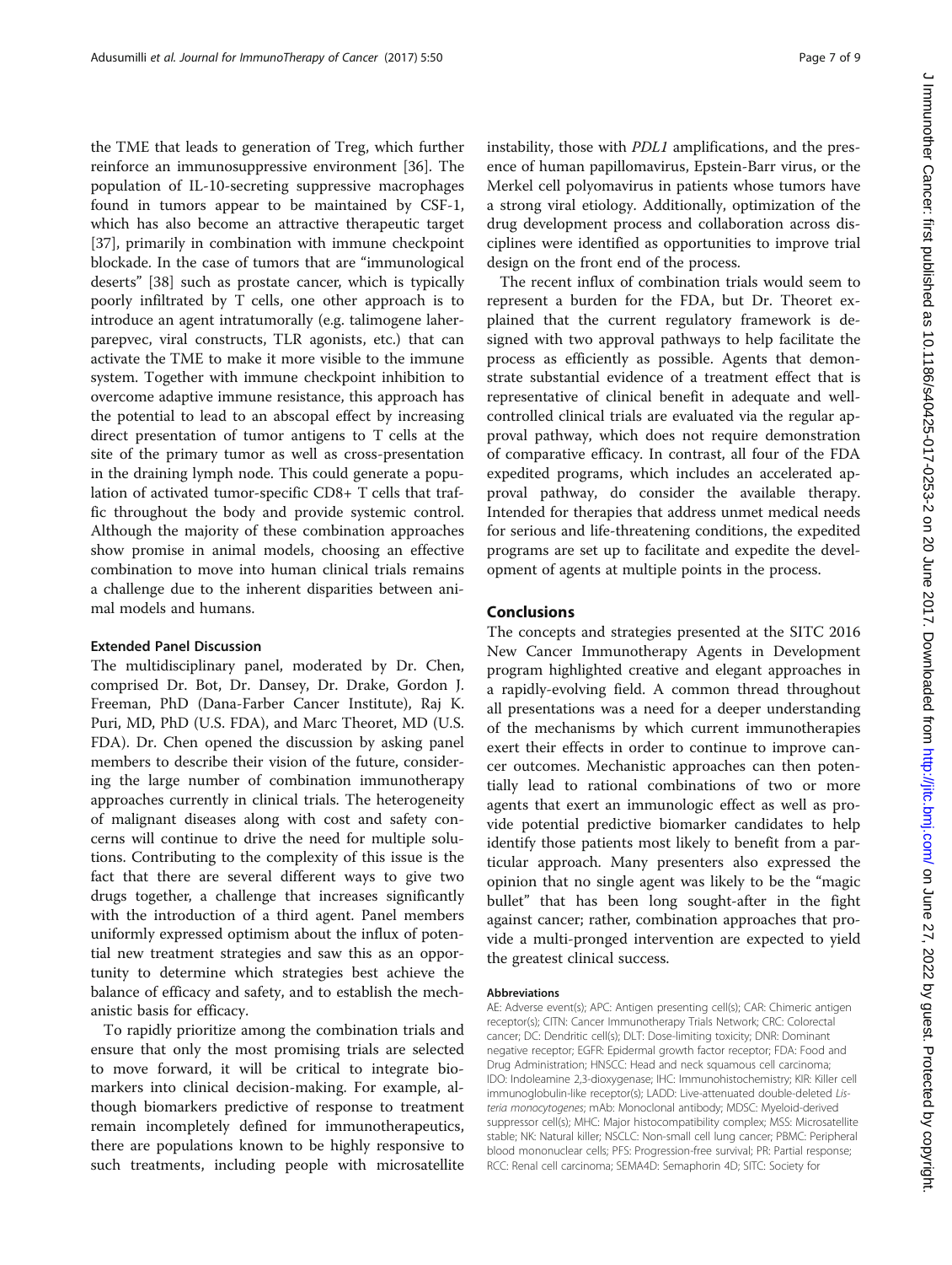the TME that leads to generation of Treg, which further reinforce an immunosuppressive environment [36]. The population of IL-10-secreting suppressive macrophages found in tumors appear to be maintained by CSF-1, which has also become an attractive therapeutic target [37], primarily in combination with immune checkpoint blockade. In the case of tumors that are "immunological deserts" [38] such as prostate cancer, which is typically poorly infiltrated by T cells, one other approach is to introduce an agent intratumorally (e.g. talimogene laherparepvec, viral constructs, TLR agonists, etc.) that can activate the TME to make it more visible to the immune system. Together with immune checkpoint inhibition to overcome adaptive immune resistance, this approach has the potential to lead to an abscopal effect by increasing direct presentation of tumor antigens to T cells at the site of the primary tumor as well as cross-presentation in the draining lymph node. This could generate a population of activated tumor-specific CD8+ T cells that traffic throughout the body and provide systemic control. Although the majority of these combination approaches show promise in animal models, choosing an effective combination to move into human clinical trials remains a challenge due to the inherent disparities between animal models and humans.

### Extended Panel Discussion

The multidisciplinary panel, moderated by Dr. Chen, comprised Dr. Bot, Dr. Dansey, Dr. Drake, Gordon J. Freeman, PhD (Dana-Farber Cancer Institute), Raj K. Puri, MD, PhD (U.S. FDA), and Marc Theoret, MD (U.S. FDA). Dr. Chen opened the discussion by asking panel members to describe their vision of the future, considering the large number of combination immunotherapy approaches currently in clinical trials. The heterogeneity of malignant diseases along with cost and safety concerns will continue to drive the need for multiple solutions. Contributing to the complexity of this issue is the fact that there are several different ways to give two drugs together, a challenge that increases significantly with the introduction of a third agent. Panel members uniformly expressed optimism about the influx of potential new treatment strategies and saw this as an opportunity to determine which strategies best achieve the balance of efficacy and safety, and to establish the mechanistic basis for efficacy.

To rapidly prioritize among the combination trials and ensure that only the most promising trials are selected to move forward, it will be critical to integrate biomarkers into clinical decision-making. For example, although biomarkers predictive of response to treatment remain incompletely defined for immunotherapeutics, there are populations known to be highly responsive to such treatments, including people with microsatellite instability, those with *PDL1* amplifications, and the presence of human papillomavirus, Epstein-Barr virus, or the Merkel cell polyomavirus in patients whose tumors have a strong viral etiology. Additionally, optimization of the drug development process and collaboration across disciplines were identified as opportunities to improve trial design on the front end of the process.

The recent influx of combination trials would seem to represent a burden for the FDA, but Dr. Theoret explained that the current regulatory framework is designed with two approval pathways to help facilitate the process as efficiently as possible. Agents that demonstrate substantial evidence of a treatment effect that is representative of clinical benefit in adequate and well-controlled clinical trials are evaluated via the regular approval pathway, which does not require demonstration of comparative efficacy. In contrast, all four of the FDA expedited programs, which includes an accelerated approval pathway, do consider the available therapy. Intended for therapies that address unmet medical needs for serious and life-threatening conditions, the expedited programs are set up to facilitate and expedite the development of agents at multiple points in the process.

## Conclusions

The concepts and strategies presented at the SITC 2016 New Cancer Immunotherapy Agents in Development program highlighted creative and elegant approaches in a rapidly-evolving field. A common thread throughout all presentations was a need for a deeper understanding of the mechanisms by which current immunotherapies exert their effects in order to continue to improve cancer outcomes. Mechanistic approaches can then potentially lead to rational combinations of two or more agents that exert an immunologic effect as well as provide potential predictive biomarker candidates to help identify those patients most likely to benefit from a particular approach. Many presenters also expressed the opinion that no single agent was likely to be the "magic bullet" that has been long sought-after in the fight against cancer; rather, combination approaches that provide a multi-pronged intervention are expected to yield the greatest clinical success.

#### Abbreviations

AE: Adverse event(s); APC: Antigen presenting cell(s); CAR: Chimeric antigen receptor(s); CITN: Cancer Immunotherapy Trials Network; CRC: Colorectal cancer; DC: Dendritic cell(s); DLT: Dose-limiting toxicity; DNR: Dominant negative receptor; EGFR: Epidermal growth factor receptor; FDA: Food and Drug Administration; HNSCC: Head and neck squamous cell carcinoma; IDO: Indoleamine 2,3-dioxygenase; IHC: Immunohistochemistry; KIR: Killer cell immunoglobulin-like receptor(s); LADD: Live-attenuated double-deleted *Listeria monocytogenes*; mAb: Monoclonal antibody; MDSC: Myeloid-derived suppressor cell(s); MHC: Major histocompatibility complex; MSS: Microsatellite stable; NK: Natural killer; NSCLC: Non-small cell lung cancer; PBMC: Peripheral blood mononuclear cells; PFS: Progression-free survival; PR: Partial response; RCC: Renal cell carcinoma; SEMA4D: Semaphorin 4D; SITC: Society for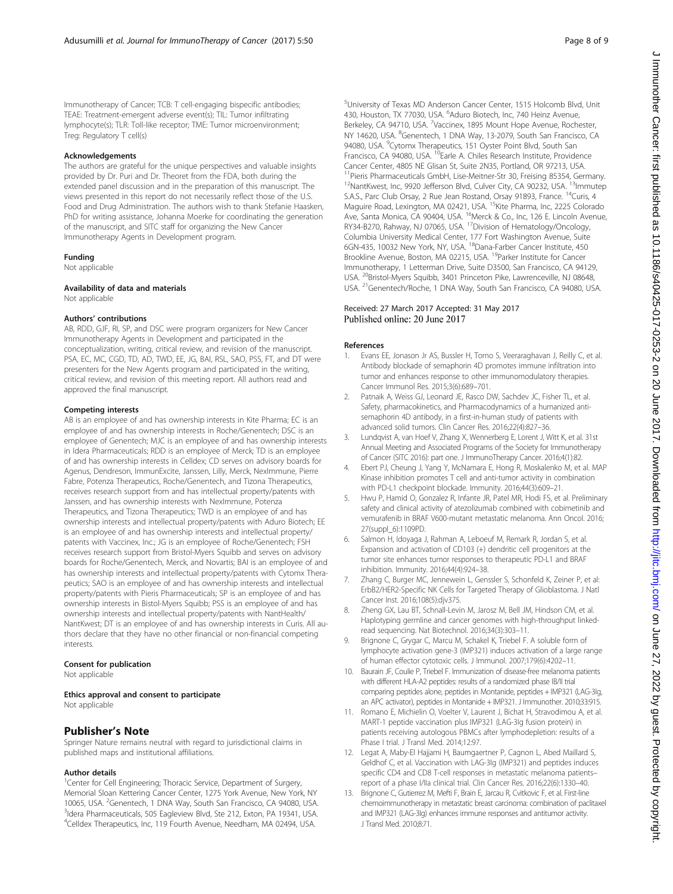Immunotherapy of Cancer; TCB: T cell-engaging bispecific antibodies; TEAE: Treatment-emergent adverse event(s); TIL: Tumor infiltrating lymphocyte(s); TLR: Toll-like receptor; TME: Tumor microenvironment; Treg: Regulatory T cell(s)

#### Acknowledgements

The authors are grateful for the unique perspectives and valuable insights provided by Dr. Puri and Dr. Theoret from the FDA, both during the extended panel discussion and in the preparation of this manuscript. The views presented in this report do not necessarily reflect those of the U.S. Food and Drug Administration. The authors wish to thank Stefanie Haasken, PhD for writing assistance, Johanna Moerke for coordinating the generation of the manuscript, and SITC staff for organizing the New Cancer Immunotherapy Agents in Development program.

#### Funding

Not applicable

#### Availability of data and materials

Not applicable

#### Authors' contributions

AB, RDD, GJF, RI, SP, and DSC were program organizers for New Cancer Immunotherapy Agents in Development and participated in the conceptualization, writing, critical review, and revision of the manuscript. PSA, EC, MC, CGD, TD, AD, TWD, EE, JG, BAI, RSL, SAO, PSS, FT, and DT were presenters for the New Agents program and participated in the writing, critical review, and revision of this meeting report. All authors read and approved the final manuscript.

#### Competing interests

AB is an employee of and has ownership interests in Kite Pharma; EC is an employee of and has ownership interests in Roche/Genentech; DSC is an employee of Genentech; MJC is an employee of and has ownership interests in Idera Pharmaceuticals; RDD is an employee of Merck; TD is an employee of and has ownership interests in Celldex; CD serves on advisory boards for Agenus, Dendreon, ImmunExcite, Janssen, Lilly, Merck, NexImmune, Pierre Fabre, Potenza Therapeutics, Roche/Genentech, and Tizona Therapeutics, receives research support from and has intellectual property/patents with Janssen, and has ownership interests with NexImmune, Potenza Therapeutics, and Tizona Therapeutics; TWD is an employee of and has ownership interests and intellectual property/patents with Aduro Biotech; EE is an employee of and has ownership interests and intellectual property/patents with Vaccinex, Inc.; JG is an employee of Roche/Genentech; FSH receives research support from Bristol-Myers Squibb and serves on advisory boards for Roche/Genentech, Merck, and Novartis; BAI is an employee of and has ownership interests and intellectual property/patents with Cytomx Therapeutics; SAO is an employee of and has ownership interests and intellectual property/patents with Pieris Pharmaceuticals; SP is an employee of and has ownership interests in Bistol-Myers Squibb; PSS is an employee of and has ownership interests and intellectual property/patents with NantHealth/NantKwest; DT is an employee of and has ownership interests in Curis. All authors declare that they have no other financial or non-financial competing interests.

#### Consent for publication

Not applicable

#### Ethics approval and consent to participate

Not applicable

## Publisher's Note

Springer Nature remains neutral with regard to jurisdictional claims in published maps and institutional affiliations.

#### Author details

[1]Center for Cell Engineering; Thoracic Service, Department of Surgery, Memorial Sloan Kettering Cancer Center, 1275 York Avenue, New York, NY 10065, USA. [2]Genentech, 1 DNA Way, South San Francisco, CA 94080, USA. [3]Idera Pharmaceuticals, 505 Eagleview Blvd, Ste 212, Exton, PA 19341, USA. [4]Celldex Therapeutics, Inc, 119 Fourth Avenue, Needham, MA 02494, USA. [5]University of Texas MD Anderson Cancer Center, 1515 Holcomb Blvd, Unit 430, Houston, TX 77030, USA. [6]Aduro Biotech, Inc, 740 Heinz Avenue, Berkeley, CA 94710, USA. [7]Vaccinex, 1895 Mount Hope Avenue, Rochester, NY 14620, USA. [8]Genentech, 1 DNA Way, 13-2079, South San Francisco, CA 94080, USA. [9]Cytomx Therapeutics, 151 Oyster Point Blvd, South San Francisco, CA 94080, USA. [10]Earle A. Chiles Research Institute, Providence Cancer Center, 4805 NE Glisan St, Suite 2N35, Portland, OR 97213, USA. [11]Pieris Pharmaceuticals GmbH, Lise-Meitner-Str 30, Freising 85354, Germany. [12]NantKwest, Inc, 9920 Jefferson Blvd, Culver City, CA 90232, USA. [13]Immutep S.A.S., Parc Club Orsay, 2 Rue Jean Rostand, Orsay 91893, France. [14]Curis, 4 Maguire Road, Lexington, MA 02421, USA. [15]Kite Pharma, Inc, 2225 Colorado Ave, Santa Monica, CA 90404, USA. [16]Merck & Co., Inc, 126 E. Lincoln Avenue, RY34-B270, Rahway, NJ 07065, USA. [17]Division of Hematology/Oncology, Columbia University Medical Center, 177 Fort Washington Avenue, Suite 6GN-435, 10032 New York, NY, USA. [18]Dana-Farber Cancer Institute, 450 Brookline Avenue, Boston, MA 02215, USA. [19]Parker Institute for Cancer Immunotherapy, 1 Letterman Drive, Suite D3500, San Francisco, CA 94129, USA. [20]Bristol-Myers Squibb, 3401 Princeton Pike, Lawrenceville, NJ 08648, USA. [21]Genentech/Roche, 1 DNA Way, South San Francisco, CA 94080, USA.

Received: 27 March 2017 Accepted: 31 May 2017
Published online: 20 June 2017

#### References

1. Evans EE, Jonason Jr AS, Bussler H, Torno S, Veeraraghavan J, Reilly C, et al. Antibody blockade of semaphorin 4D promotes immune infiltration into tumor and enhances response to other immunomodulatory therapies. Cancer Immunol Res. 2015;3(6):689–701.
2. Patnaik A, Weiss GJ, Leonard JE, Rasco DW, Sachdev JC, Fisher TL, et al. Safety, pharmacokinetics, and Pharmacodynamics of a humanized anti-semaphorin 4D antibody, in a first-in-human study of patients with advanced solid tumors. Clin Cancer Res. 2016;22(4):827–36.
3. Lundqvist A, van Hoef V, Zhang X, Wennerberg E, Lorent J, Witt K, et al. 31st Annual Meeting and Associated Programs of the Society for Immunotherapy of Cancer (SITC 2016): part one. J ImmunoTherapy Cancer. 2016;4(1):82.
4. Ebert PJ, Cheung J, Yang Y, McNamara E, Hong R, Moskalenko M, et al. MAP Kinase inhibition promotes T cell and anti-tumor activity in combination with PD-L1 checkpoint blockade. Immunity. 2016;44(3):609–21.
5. Hwu P, Hamid O, Gonzalez R, Infante JR, Patel MR, Hodi FS, et al. Preliminary safety and clinical activity of atezolizumab combined with cobimetinib and vemurafenib in BRAF V600-mutant metastatic melanoma. Ann Oncol. 2016; 27(suppl_6):1109PD.
6. Salmon H, Idoyaga J, Rahman A, Leboeuf M, Remark R, Jordan S, et al. Expansion and activation of CD103 (+) dendritic cell progenitors at the tumor site enhances tumor responses to therapeutic PD-L1 and BRAF inhibition. Immunity. 2016;44(4):924–38.
7. Zhang C, Burger MC, Jennewein L, Genssler S, Schonfeld K, Zeiner P, et al: ErbB2/HER2-Specific NK Cells for Targeted Therapy of Glioblastoma. J Natl Cancer Inst. 2016;108(5):djv375.
8. Zheng GX, Lau BT, Schnall-Levin M, Jarosz M, Bell JM, Hindson CM, et al. Haplotyping germline and cancer genomes with high-throughput linked-read sequencing. Nat Biotechnol. 2016;34(3):303–11.
9. Brignone C, Grygar C, Marcu M, Schakel K, Triebel F. A soluble form of lymphocyte activation gene-3 (IMP321) induces activation of a large range of human effector cytotoxic cells. J Immunol. 2007;179(6):4202–11.
10. Baurain JF, Coulie P, Triebel F. Immunization of disease-free melanoma patients with different HLA-A2 peptides: results of a randomized phase IB/II trial comparing peptides alone, peptides in Montanide, peptides + IMP321 (LAG-3Ig, an APC activator), peptides in Montanide + IMP321. J Immunother. 2010;33:915.
11. Romano E, Michielin O, Voelter V, Laurent J, Bichat H, Stravodimou A, et al. MART-1 peptide vaccination plus IMP321 (LAG-3Ig fusion protein) in patients receiving autologous PBMCs after lymphodepletion: results of a Phase I trial. J Transl Med. 2014;12:97.
12. Legat A, Maby-El Hajjami H, Baumgaertner P, Cagnon L, Abed Maillard S, Geldhof C, et al. Vaccination with LAG-3Ig (IMP321) and peptides induces specific CD4 and CD8 T-cell responses in metastatic melanoma patients–report of a phase I/IIa clinical trial. Clin Cancer Res. 2016;22(6):1330–40.
13. Brignone C, Gutierrez M, Mefti F, Brain E, Jarcau R, Cvitkovic F, et al. First-line chemoimmunotherapy in metastatic breast carcinoma: combination of paclitaxel and IMP321 (LAG-3Ig) enhances immune responses and antitumor activity. J Transl Med. 2010;8:71.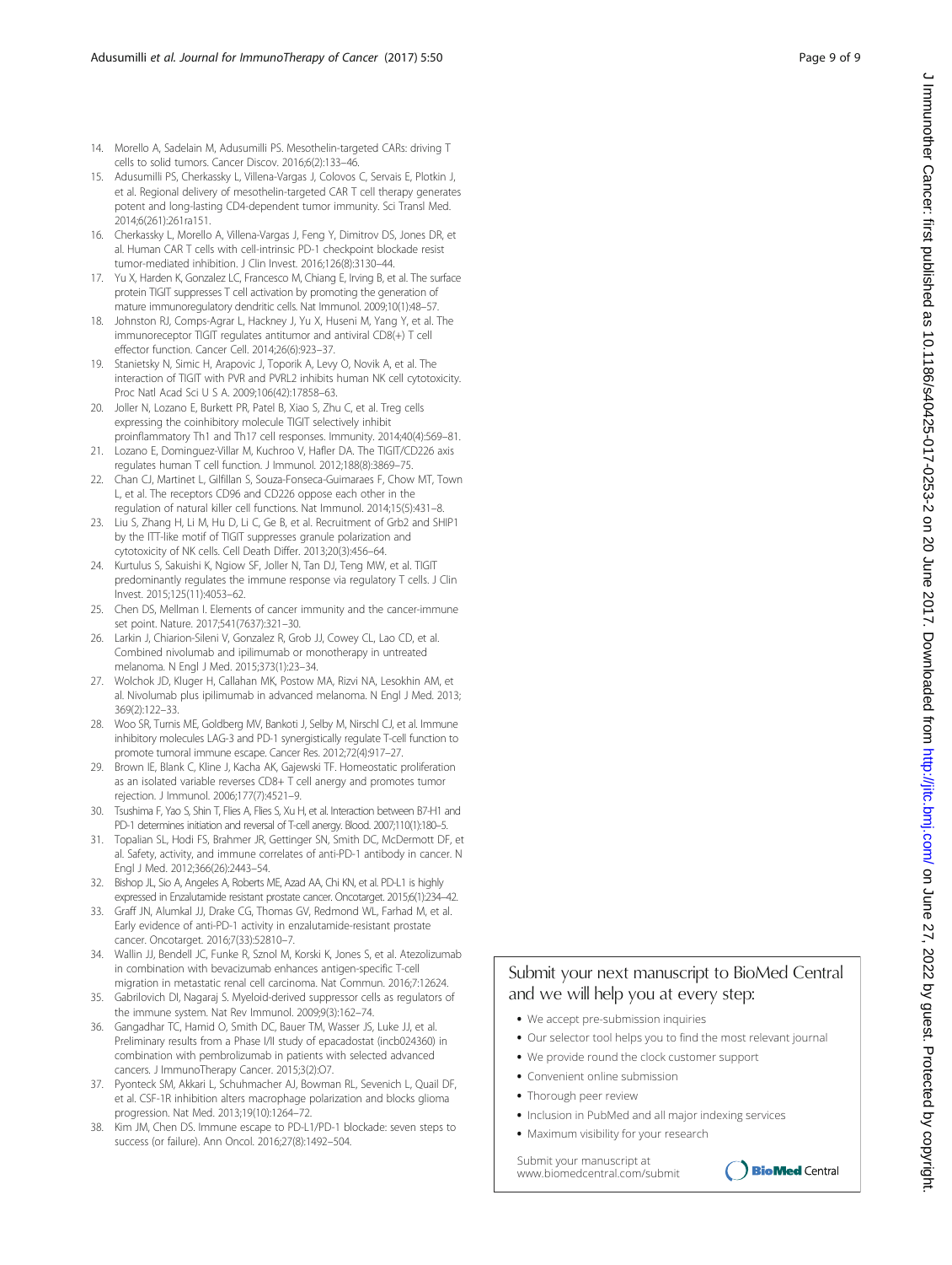14. Morello A, Sadelain M, Adusumilli PS. Mesothelin-targeted CARs: driving T cells to solid tumors. Cancer Discov. 2016;6(2):133–46.
15. Adusumilli PS, Cherkassky L, Villena-Vargas J, Colovos C, Servais E, Plotkin J, et al. Regional delivery of mesothelin-targeted CAR T cell therapy generates potent and long-lasting CD4-dependent tumor immunity. Sci Transl Med. 2014;6(261):261ra151.
16. Cherkassky L, Morello A, Villena-Vargas J, Feng Y, Dimitrov DS, Jones DR, et al. Human CAR T cells with cell-intrinsic PD-1 checkpoint blockade resist tumor-mediated inhibition. J Clin Invest. 2016;126(8):3130–44.
17. Yu X, Harden K, Gonzalez LC, Francesco M, Chiang E, Irving B, et al. The surface protein TIGIT suppresses T cell activation by promoting the generation of mature immunoregulatory dendritic cells. Nat Immunol. 2009;10(1):48–57.
18. Johnston RJ, Comps-Agrar L, Hackney J, Yu X, Huseni M, Yang Y, et al. The immunoreceptor TIGIT regulates antitumor and antiviral CD8(+) T cell effector function. Cancer Cell. 2014;26(6):923–37.
19. Stanietsky N, Simic H, Arapovic J, Toporik A, Levy O, Novik A, et al. The interaction of TIGIT with PVR and PVRL2 inhibits human NK cell cytotoxicity. Proc Natl Acad Sci U S A. 2009;106(42):17858–63.
20. Joller N, Lozano E, Burkett PR, Patel B, Xiao S, Zhu C, et al. Treg cells expressing the coinhibitory molecule TIGIT selectively inhibit proinflammatory Th1 and Th17 cell responses. Immunity. 2014;40(4):569–81.
21. Lozano E, Dominguez-Villar M, Kuchroo V, Hafler DA. The TIGIT/CD226 axis regulates human T cell function. J Immunol. 2012;188(8):3869–75.
22. Chan CJ, Martinet L, Gilfillan S, Souza-Fonseca-Guimaraes F, Chow MT, Town L, et al. The receptors CD96 and CD226 oppose each other in the regulation of natural killer cell functions. Nat Immunol. 2014;15(5):431–8.
23. Liu S, Zhang H, Li M, Hu D, Li C, Ge B, et al. Recruitment of Grb2 and SHIP1 by the ITT-like motif of TIGIT suppresses granule polarization and cytotoxicity of NK cells. Cell Death Differ. 2013;20(3):456–64.
24. Kurtulus S, Sakuishi K, Ngiow SF, Joller N, Tan DJ, Teng MW, et al. TIGIT predominantly regulates the immune response via regulatory T cells. J Clin Invest. 2015;125(11):4053–62.
25. Chen DS, Mellman I. Elements of cancer immunity and the cancer-immune set point. Nature. 2017;541(7637):321–30.
26. Larkin J, Chiarion-Sileni V, Gonzalez R, Grob JJ, Cowey CL, Lao CD, et al. Combined nivolumab and ipilimumab or monotherapy in untreated melanoma. N Engl J Med. 2015;373(1):23–34.
27. Wolchok JD, Kluger H, Callahan MK, Postow MA, Rizvi NA, Lesokhin AM, et al. Nivolumab plus ipilimumab in advanced melanoma. N Engl J Med. 2013; 369(2):122–33.
28. Woo SR, Turnis ME, Goldberg MV, Bankoti J, Selby M, Nirschl CJ, et al. Immune inhibitory molecules LAG-3 and PD-1 synergistically regulate T-cell function to promote tumoral immune escape. Cancer Res. 2012;72(4):917–27.
29. Brown IE, Blank C, Kline J, Kacha AK, Gajewski TF. Homeostatic proliferation as an isolated variable reverses CD8+ T cell anergy and promotes tumor rejection. J Immunol. 2006;177(7):4521–9.
30. Tsushima F, Yao S, Shin T, Flies A, Flies S, Xu H, et al. Interaction between B7-H1 and PD-1 determines initiation and reversal of T-cell anergy. Blood. 2007;110(1):180–5.
31. Topalian SL, Hodi FS, Brahmer JR, Gettinger SN, Smith DC, McDermott DF, et al. Safety, activity, and immune correlates of anti-PD-1 antibody in cancer. N Engl J Med. 2012;366(26):2443–54.
32. Bishop JL, Sio A, Angeles A, Roberts ME, Azad AA, Chi KN, et al. PD-L1 is highly expressed in Enzalutamide resistant prostate cancer. Oncotarget. 2015;6(1):234–42.
33. Graff JN, Alumkal JJ, Drake CG, Thomas GV, Redmond WL, Farhad M, et al. Early evidence of anti-PD-1 activity in enzalutamide-resistant prostate cancer. Oncotarget. 2016;7(33):52810–7.
34. Wallin JJ, Bendell JC, Funke R, Sznol M, Korski K, Jones S, et al. Atezolizumab in combination with bevacizumab enhances antigen-specific T-cell migration in metastatic renal cell carcinoma. Nat Commun. 2016;7:12624.
35. Gabrilovich DI, Nagaraj S. Myeloid-derived suppressor cells as regulators of the immune system. Nat Rev Immunol. 2009;9(3):162–74.
36. Gangadhar TC, Hamid O, Smith DC, Bauer TM, Wasser JS, Luke JJ, et al. Preliminary results from a Phase I/II study of epacadostat (incb024360) in combination with pembrolizumab in patients with selected advanced cancers. J ImmunoTherapy Cancer. 2015;3(2):O7.
37. Pyonteck SM, Akkari L, Schuhmacher AJ, Bowman RL, Sevenich L, Quail DF, et al. CSF-1R inhibition alters macrophage polarization and blocks glioma progression. Nat Med. 2013;19(10):1264–72.
38. Kim JM, Chen DS. Immune escape to PD-L1/PD-1 blockade: seven steps to success (or failure). Ann Oncol. 2016;27(8):1492–504.